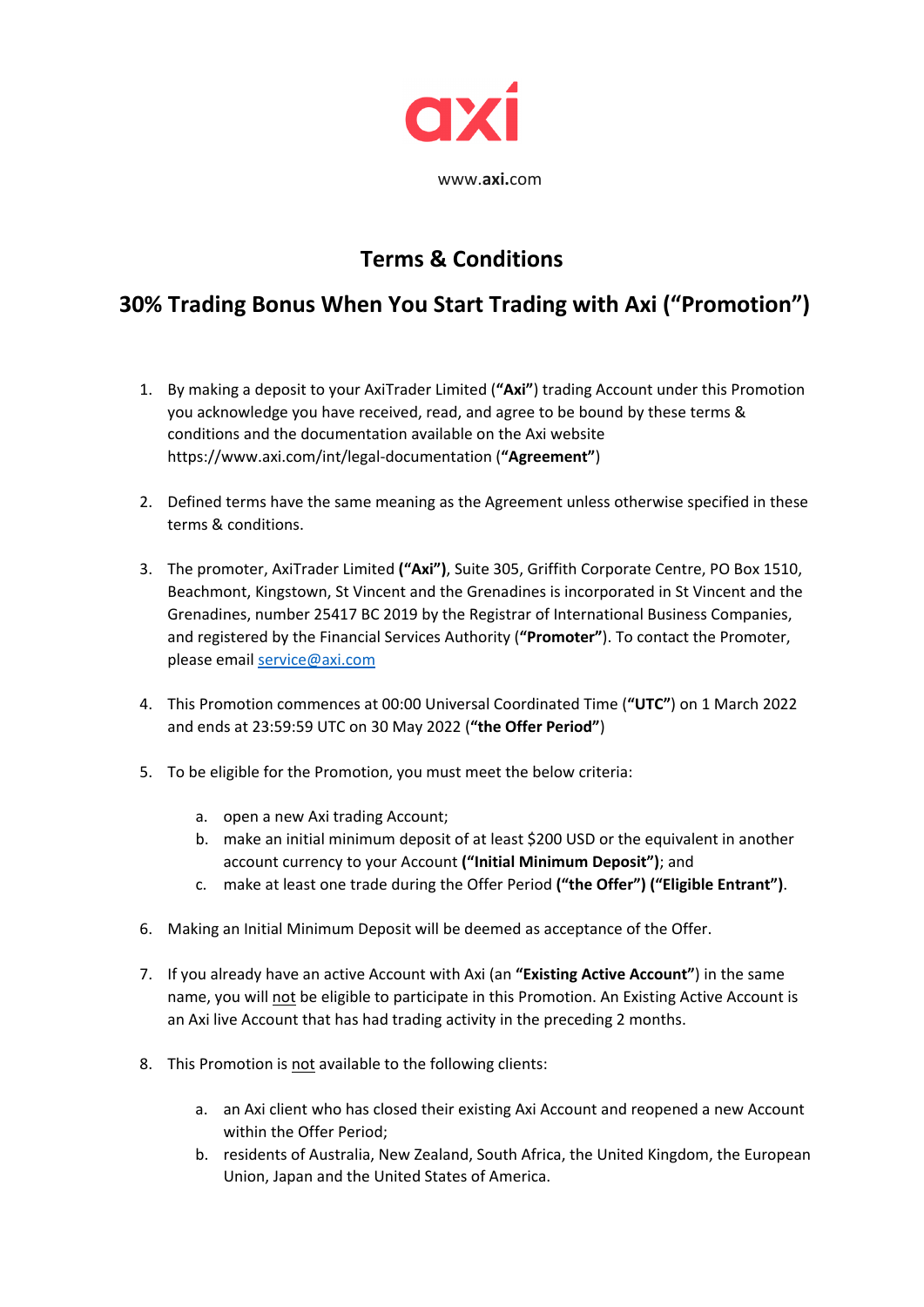axi

www.**axi.**com

# Terms & Conditions

## 30% Trading Bonus When You Start Trading with Axi ("Promotion")

1. By making a deposit to your AxiTrader Limited (**"Axi"**) trading Account under this Promotion you acknowledge you have received, read, and agree to be bound by these terms & conditions and the documentation available on the Axi website https://www.axi.com/int/legal-documentation (**"Agreement"**)

2. Defined terms have the same meaning as the Agreement unless otherwise specified in these terms & conditions.

3. The promoter, AxiTrader Limited **("Axi")**, Suite 305, Griffith Corporate Centre, PO Box 1510, Beachmont, Kingstown, St Vincent and the Grenadines is incorporated in St Vincent and the Grenadines, number 25417 BC 2019 by the Registrar of International Business Companies, and registered by the Financial Services Authority (**"Promoter"**). To contact the Promoter, please email service@axi.com

4. This Promotion commences at 00:00 Universal Coordinated Time (**"UTC"**) on 1 March 2022 and ends at 23:59:59 UTC on 30 May 2022 (**"the Offer Period"**)

5. To be eligible for the Promotion, you must meet the below criteria:

   a. open a new Axi trading Account;
   b. make an initial minimum deposit of at least $200 USD or the equivalent in another account currency to your Account **("Initial Minimum Deposit")**; and
   c. make at least one trade during the Offer Period **("the Offer") ("Eligible Entrant")**.

6. Making an Initial Minimum Deposit will be deemed as acceptance of the Offer.

7. If you already have an active Account with Axi (an **"Existing Active Account"**) in the same name, you will not be eligible to participate in this Promotion. An Existing Active Account is an Axi live Account that has had trading activity in the preceding 2 months.

8. This Promotion is not available to the following clients:

   a. an Axi client who has closed their existing Axi Account and reopened a new Account within the Offer Period;
   b. residents of Australia, New Zealand, South Africa, the United Kingdom, the European Union, Japan and the United States of America.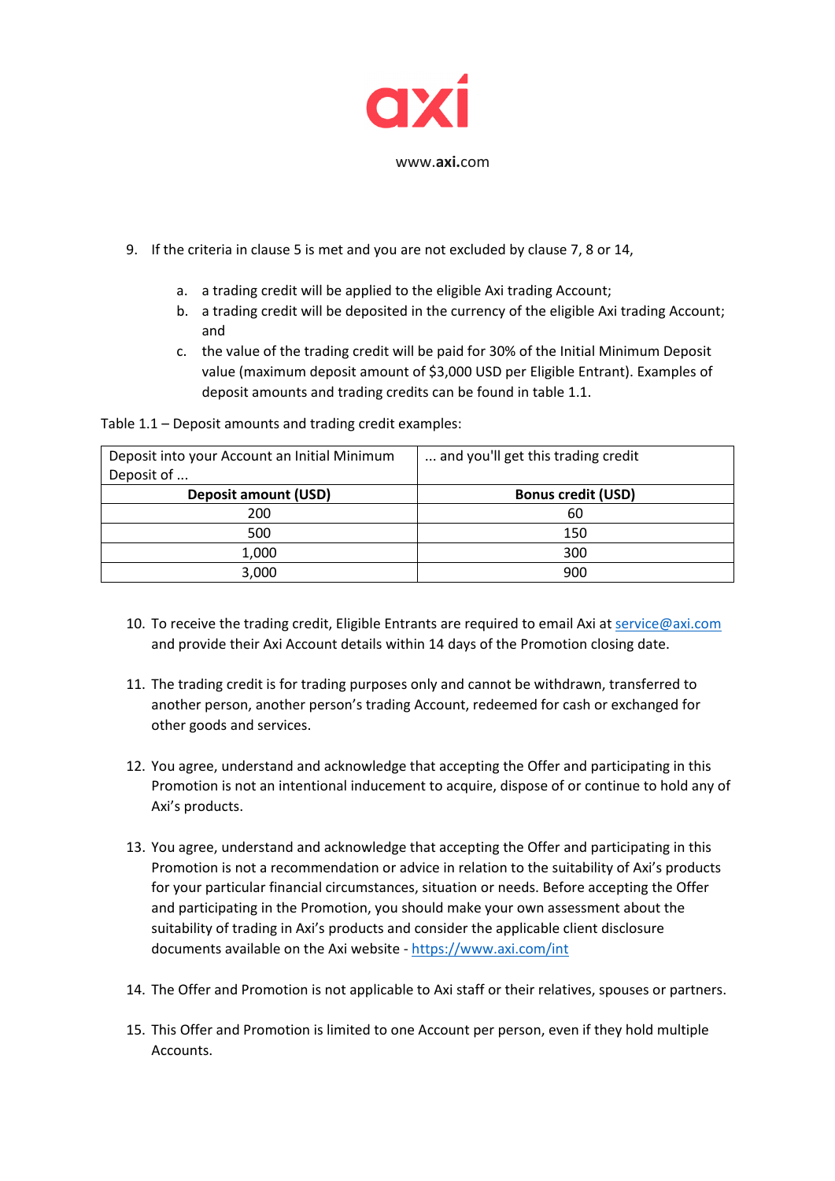9. If the criteria in clause 5 is met and you are not excluded by clause 7, 8 or 14,

    a. a trading credit will be applied to the eligible Axi trading Account;
    b. a trading credit will be deposited in the currency of the eligible Axi trading Account; and
    c. the value of the trading credit will be paid for 30% of the Initial Minimum Deposit value (maximum deposit amount of $3,000 USD per Eligible Entrant). Examples of deposit amounts and trading credits can be found in table 1.1.

Table 1.1 – Deposit amounts and trading credit examples:

| Deposit into your Account an Initial Minimum Deposit of ... | ... and you'll get this trading credit |
|---|---|
| **Deposit amount (USD)** | **Bonus credit (USD)** |
| 200 | 60 |
| 500 | 150 |
| 1,000 | 300 |
| 3,000 | 900 |

10. To receive the trading credit, Eligible Entrants are required to email Axi at service@axi.com and provide their Axi Account details within 14 days of the Promotion closing date.

11. The trading credit is for trading purposes only and cannot be withdrawn, transferred to another person, another person's trading Account, redeemed for cash or exchanged for other goods and services.

12. You agree, understand and acknowledge that accepting the Offer and participating in this Promotion is not an intentional inducement to acquire, dispose of or continue to hold any of Axi's products.

13. You agree, understand and acknowledge that accepting the Offer and participating in this Promotion is not a recommendation or advice in relation to the suitability of Axi's products for your particular financial circumstances, situation or needs. Before accepting the Offer and participating in the Promotion, you should make your own assessment about the suitability of trading in Axi's products and consider the applicable client disclosure documents available on the Axi website - https://www.axi.com/int

14. The Offer and Promotion is not applicable to Axi staff or their relatives, spouses or partners.

15. This Offer and Promotion is limited to one Account per person, even if they hold multiple Accounts.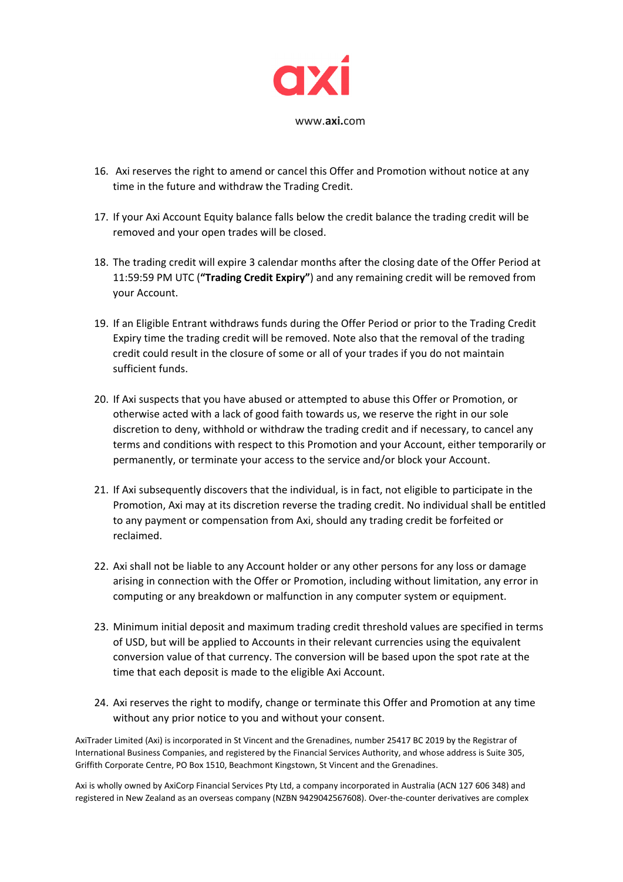16. Axi reserves the right to amend or cancel this Offer and Promotion without notice at any time in the future and withdraw the Trading Credit.

17. If your Axi Account Equity balance falls below the credit balance the trading credit will be removed and your open trades will be closed.

18. The trading credit will expire 3 calendar months after the closing date of the Offer Period at 11:59:59 PM UTC (**"Trading Credit Expiry"**) and any remaining credit will be removed from your Account.

19. If an Eligible Entrant withdraws funds during the Offer Period or prior to the Trading Credit Expiry time the trading credit will be removed. Note also that the removal of the trading credit could result in the closure of some or all of your trades if you do not maintain sufficient funds.

20. If Axi suspects that you have abused or attempted to abuse this Offer or Promotion, or otherwise acted with a lack of good faith towards us, we reserve the right in our sole discretion to deny, withhold or withdraw the trading credit and if necessary, to cancel any terms and conditions with respect to this Promotion and your Account, either temporarily or permanently, or terminate your access to the service and/or block your Account.

21. If Axi subsequently discovers that the individual, is in fact, not eligible to participate in the Promotion, Axi may at its discretion reverse the trading credit. No individual shall be entitled to any payment or compensation from Axi, should any trading credit be forfeited or reclaimed.

22. Axi shall not be liable to any Account holder or any other persons for any loss or damage arising in connection with the Offer or Promotion, including without limitation, any error in computing or any breakdown or malfunction in any computer system or equipment.

23. Minimum initial deposit and maximum trading credit threshold values are specified in terms of USD, but will be applied to Accounts in their relevant currencies using the equivalent conversion value of that currency. The conversion will be based upon the spot rate at the time that each deposit is made to the eligible Axi Account.

24. Axi reserves the right to modify, change or terminate this Offer and Promotion at any time without any prior notice to you and without your consent.

AxiTrader Limited (Axi) is incorporated in St Vincent and the Grenadines, number 25417 BC 2019 by the Registrar of International Business Companies, and registered by the Financial Services Authority, and whose address is Suite 305, Griffith Corporate Centre, PO Box 1510, Beachmont Kingstown, St Vincent and the Grenadines.

Axi is wholly owned by AxiCorp Financial Services Pty Ltd, a company incorporated in Australia (ACN 127 606 348) and registered in New Zealand as an overseas company (NZBN 9429042567608). Over-the-counter derivatives are complex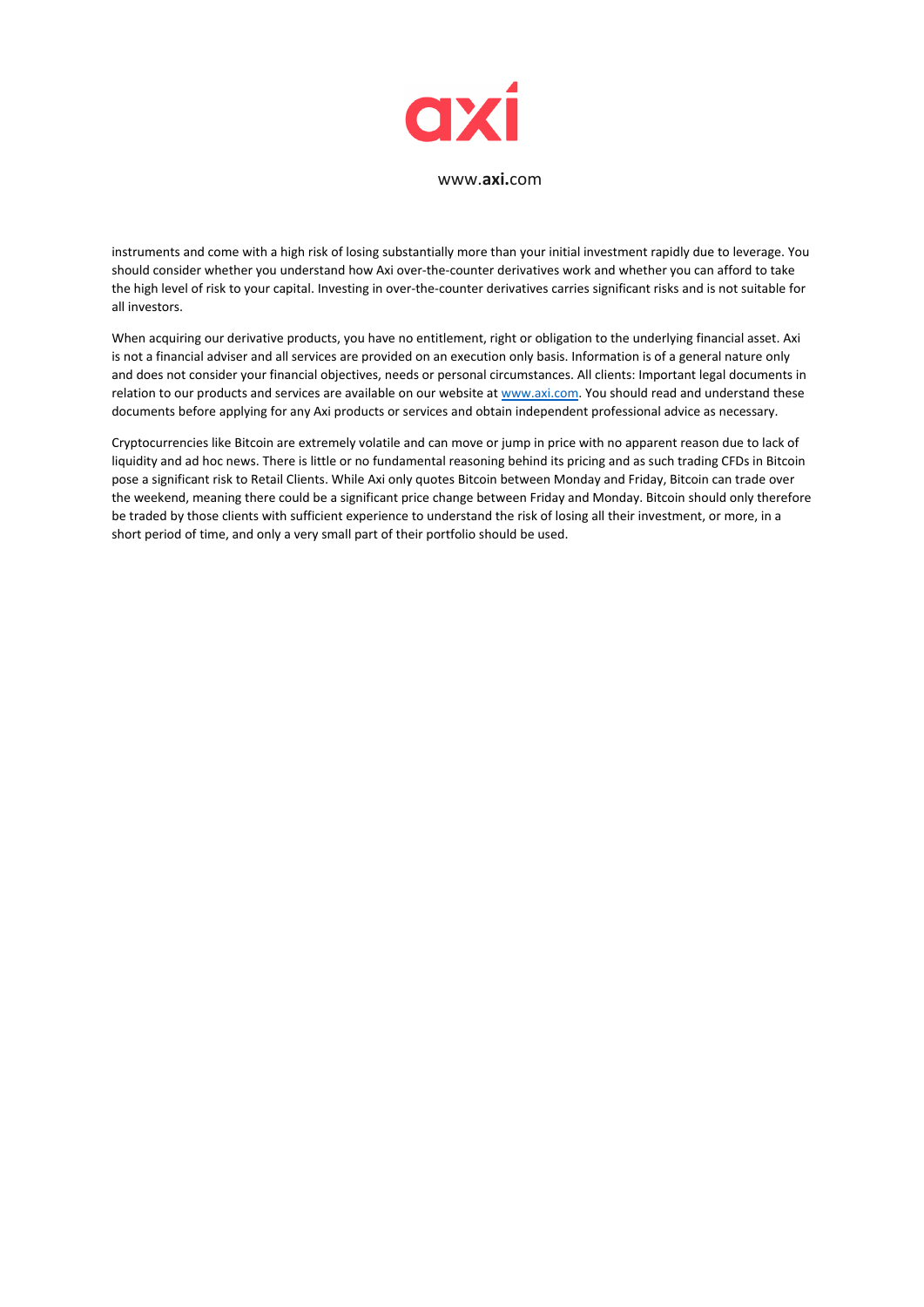instruments and come with a high risk of losing substantially more than your initial investment rapidly due to leverage. You should consider whether you understand how Axi over-the-counter derivatives work and whether you can afford to take the high level of risk to your capital. Investing in over-the-counter derivatives carries significant risks and is not suitable for all investors.

When acquiring our derivative products, you have no entitlement, right or obligation to the underlying financial asset. Axi is not a financial adviser and all services are provided on an execution only basis. Information is of a general nature only and does not consider your financial objectives, needs or personal circumstances. All clients: Important legal documents in relation to our products and services are available on our website at [www.axi.com](http://www.axi.com). You should read and understand these documents before applying for any Axi products or services and obtain independent professional advice as necessary.

Cryptocurrencies like Bitcoin are extremely volatile and can move or jump in price with no apparent reason due to lack of liquidity and ad hoc news. There is little or no fundamental reasoning behind its pricing and as such trading CFDs in Bitcoin pose a significant risk to Retail Clients. While Axi only quotes Bitcoin between Monday and Friday, Bitcoin can trade over the weekend, meaning there could be a significant price change between Friday and Monday. Bitcoin should only therefore be traded by those clients with sufficient experience to understand the risk of losing all their investment, or more, in a short period of time, and only a very small part of their portfolio should be used.